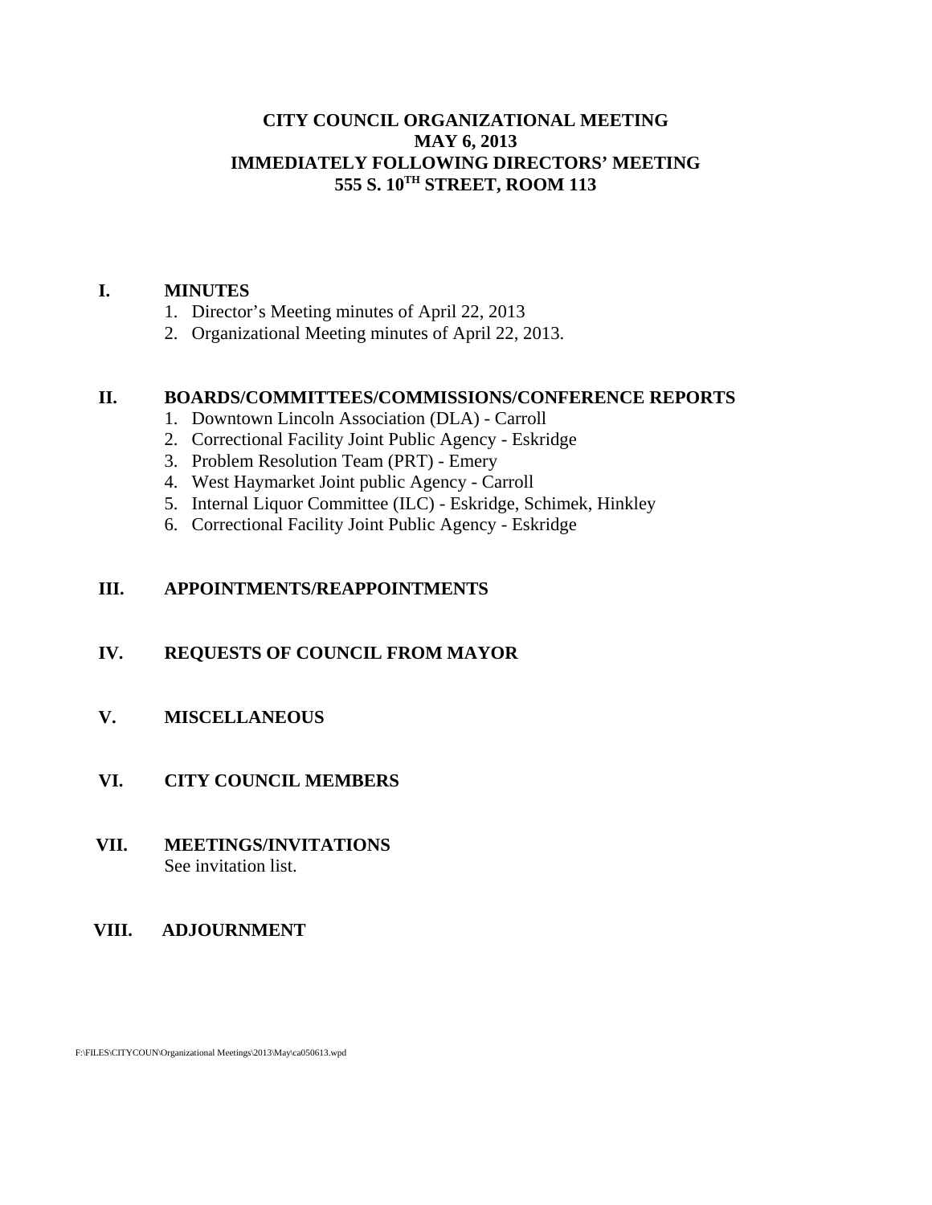# CITY COUNCIL ORGANIZATIONAL MEETING
# MAY 6, 2013
# IMMEDIATELY FOLLOWING DIRECTORS' MEETING
# 555 S. 10TH STREET, ROOM 113

## I. MINUTES

1. Director's Meeting minutes of April 22, 2013
2. Organizational Meeting minutes of April 22, 2013.

## II. BOARDS/COMMITTEES/COMMISSIONS/CONFERENCE REPORTS

1. Downtown Lincoln Association (DLA) - Carroll
2. Correctional Facility Joint Public Agency - Eskridge
3. Problem Resolution Team (PRT) - Emery
4. West Haymarket Joint public Agency - Carroll
5. Internal Liquor Committee (ILC) - Eskridge, Schimek, Hinkley
6. Correctional Facility Joint Public Agency - Eskridge

## III. APPOINTMENTS/REAPPOINTMENTS

## IV. REQUESTS OF COUNCIL FROM MAYOR

## V. MISCELLANEOUS

## VI. CITY COUNCIL MEMBERS

## VII. MEETINGS/INVITATIONS

See invitation list.

## VIII. ADJOURNMENT

F:\FILES\CITYCOUN\Organizational Meetings\2013\May\ca050613.wpd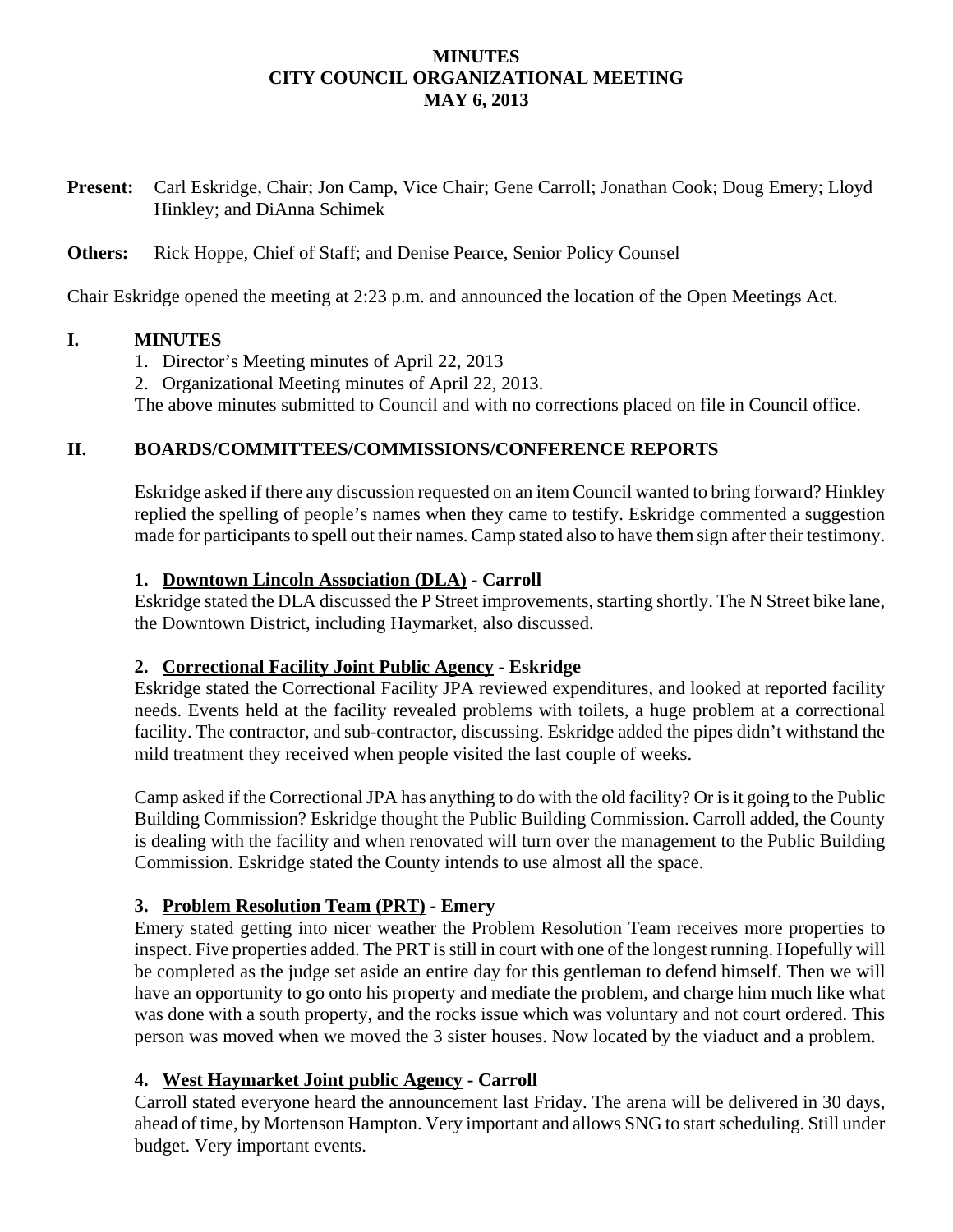# MINUTES
# CITY COUNCIL ORGANIZATIONAL MEETING
# MAY 6, 2013

**Present:** Carl Eskridge, Chair; Jon Camp, Vice Chair; Gene Carroll; Jonathan Cook; Doug Emery; Lloyd Hinkley; and DiAnna Schimek

**Others:** Rick Hoppe, Chief of Staff; and Denise Pearce, Senior Policy Counsel

Chair Eskridge opened the meeting at 2:23 p.m. and announced the location of the Open Meetings Act.

## I. MINUTES

1. Director's Meeting minutes of April 22, 2013
2. Organizational Meeting minutes of April 22, 2013.

The above minutes submitted to Council and with no corrections placed on file in Council office.

## II. BOARDS/COMMITTEES/COMMISSIONS/CONFERENCE REPORTS

Eskridge asked if there any discussion requested on an item Council wanted to bring forward? Hinkley replied the spelling of people's names when they came to testify. Eskridge commented a suggestion made for participants to spell out their names. Camp stated also to have them sign after their testimony.

### 1. Downtown Lincoln Association (DLA) - Carroll

Eskridge stated the DLA discussed the P Street improvements, starting shortly. The N Street bike lane, the Downtown District, including Haymarket, also discussed.

### 2. Correctional Facility Joint Public Agency - Eskridge

Eskridge stated the Correctional Facility JPA reviewed expenditures, and looked at reported facility needs. Events held at the facility revealed problems with toilets, a huge problem at a correctional facility. The contractor, and sub-contractor, discussing. Eskridge added the pipes didn't withstand the mild treatment they received when people visited the last couple of weeks.

Camp asked if the Correctional JPA has anything to do with the old facility? Or is it going to the Public Building Commission? Eskridge thought the Public Building Commission. Carroll added, the County is dealing with the facility and when renovated will turn over the management to the Public Building Commission. Eskridge stated the County intends to use almost all the space.

### 3. Problem Resolution Team (PRT) - Emery

Emery stated getting into nicer weather the Problem Resolution Team receives more properties to inspect. Five properties added. The PRT is still in court with one of the longest running. Hopefully will be completed as the judge set aside an entire day for this gentleman to defend himself. Then we will have an opportunity to go onto his property and mediate the problem, and charge him much like what was done with a south property, and the rocks issue which was voluntary and not court ordered. This person was moved when we moved the 3 sister houses. Now located by the viaduct and a problem.

### 4. West Haymarket Joint public Agency - Carroll

Carroll stated everyone heard the announcement last Friday. The arena will be delivered in 30 days, ahead of time, by Mortenson Hampton. Very important and allows SNG to start scheduling. Still under budget. Very important events.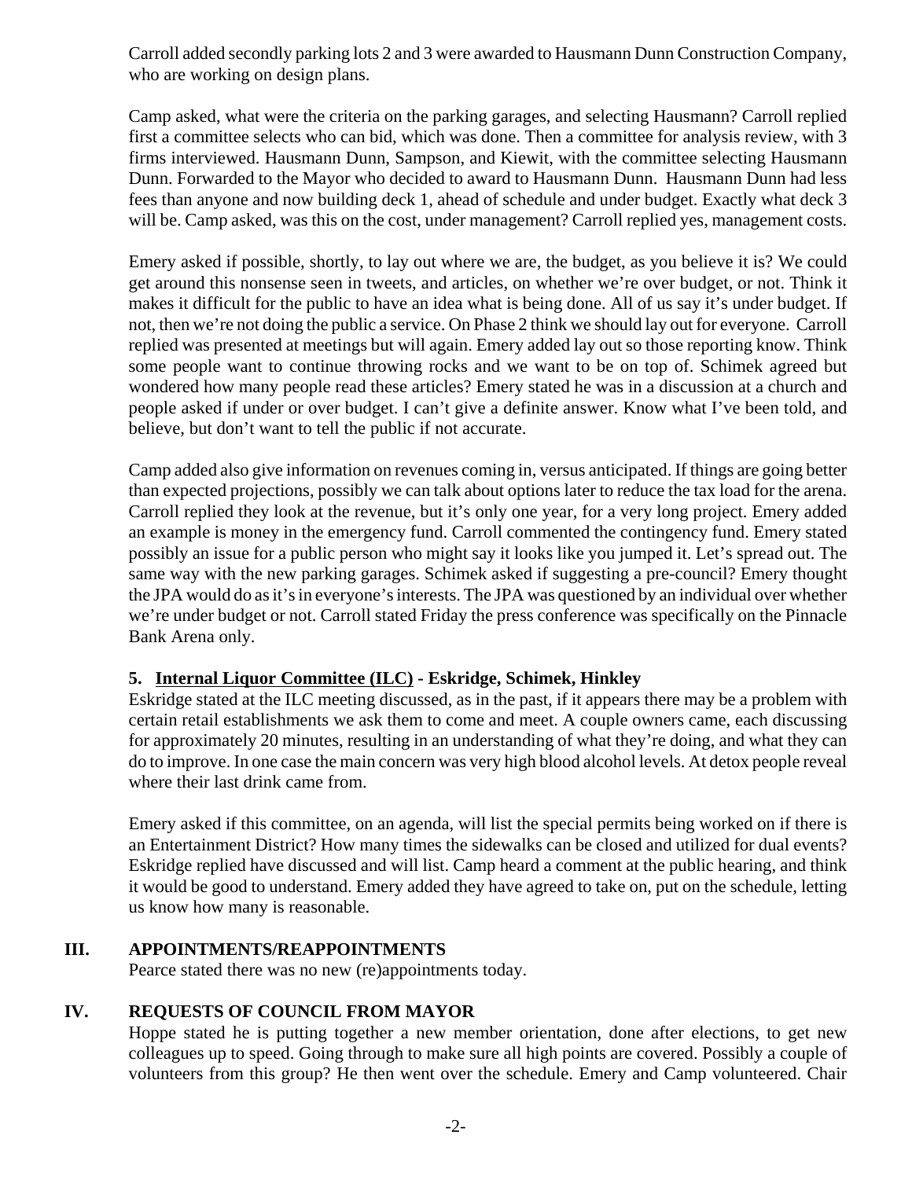Carroll added secondly parking lots 2 and 3 were awarded to Hausmann Dunn Construction Company, who are working on design plans.

Camp asked, what were the criteria on the parking garages, and selecting Hausmann? Carroll replied first a committee selects who can bid, which was done. Then a committee for analysis review, with 3 firms interviewed. Hausmann Dunn, Sampson, and Kiewit, with the committee selecting Hausmann Dunn. Forwarded to the Mayor who decided to award to Hausmann Dunn. Hausmann Dunn had less fees than anyone and now building deck 1, ahead of schedule and under budget. Exactly what deck 3 will be. Camp asked, was this on the cost, under management? Carroll replied yes, management costs.

Emery asked if possible, shortly, to lay out where we are, the budget, as you believe it is? We could get around this nonsense seen in tweets, and articles, on whether we're over budget, or not. Think it makes it difficult for the public to have an idea what is being done. All of us say it's under budget. If not, then we're not doing the public a service. On Phase 2 think we should lay out for everyone. Carroll replied was presented at meetings but will again. Emery added lay out so those reporting know. Think some people want to continue throwing rocks and we want to be on top of. Schimek agreed but wondered how many people read these articles? Emery stated he was in a discussion at a church and people asked if under or over budget. I can't give a definite answer. Know what I've been told, and believe, but don't want to tell the public if not accurate.

Camp added also give information on revenues coming in, versus anticipated. If things are going better than expected projections, possibly we can talk about options later to reduce the tax load for the arena. Carroll replied they look at the revenue, but it's only one year, for a very long project. Emery added an example is money in the emergency fund. Carroll commented the contingency fund. Emery stated possibly an issue for a public person who might say it looks like you jumped it. Let's spread out. The same way with the new parking garages. Schimek asked if suggesting a pre-council? Emery thought the JPA would do as it's in everyone's interests. The JPA was questioned by an individual over whether we're under budget or not. Carroll stated Friday the press conference was specifically on the Pinnacle Bank Arena only.

**5. <u>Internal Liquor Committee (ILC)</u> - Eskridge, Schimek, Hinkley**

Eskridge stated at the ILC meeting discussed, as in the past, if it appears there may be a problem with certain retail establishments we ask them to come and meet. A couple owners came, each discussing for approximately 20 minutes, resulting in an understanding of what they're doing, and what they can do to improve. In one case the main concern was very high blood alcohol levels. At detox people reveal where their last drink came from.

Emery asked if this committee, on an agenda, will list the special permits being worked on if there is an Entertainment District? How many times the sidewalks can be closed and utilized for dual events? Eskridge replied have discussed and will list. Camp heard a comment at the public hearing, and think it would be good to understand. Emery added they have agreed to take on, put on the schedule, letting us know how many is reasonable.

## III. APPOINTMENTS/REAPPOINTMENTS

Pearce stated there was no new (re)appointments today.

## IV. REQUESTS OF COUNCIL FROM MAYOR

Hoppe stated he is putting together a new member orientation, done after elections, to get new colleagues up to speed. Going through to make sure all high points are covered. Possibly a couple of volunteers from this group? He then went over the schedule. Emery and Camp volunteered. Chair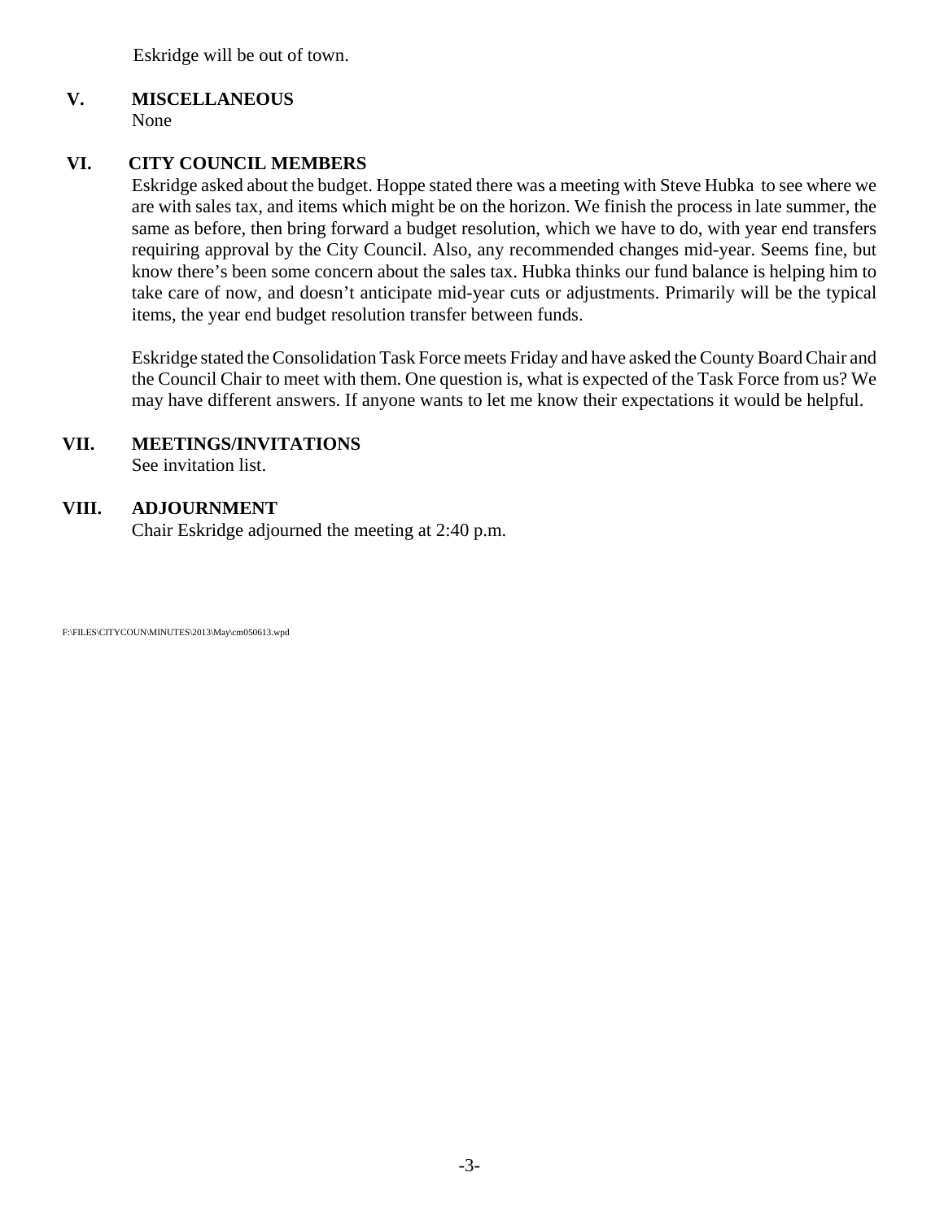Eskridge will be out of town.

## V. MISCELLANEOUS

None

## VI. CITY COUNCIL MEMBERS

Eskridge asked about the budget. Hoppe stated there was a meeting with Steve Hubka to see where we are with sales tax, and items which might be on the horizon. We finish the process in late summer, the same as before, then bring forward a budget resolution, which we have to do, with year end transfers requiring approval by the City Council. Also, any recommended changes mid-year. Seems fine, but know there's been some concern about the sales tax. Hubka thinks our fund balance is helping him to take care of now, and doesn't anticipate mid-year cuts or adjustments. Primarily will be the typical items, the year end budget resolution transfer between funds.

Eskridge stated the Consolidation Task Force meets Friday and have asked the County Board Chair and the Council Chair to meet with them. One question is, what is expected of the Task Force from us? We may have different answers. If anyone wants to let me know their expectations it would be helpful.

## VII. MEETINGS/INVITATIONS

See invitation list.

## VIII. ADJOURNMENT

Chair Eskridge adjourned the meeting at 2:40 p.m.

F:\FILES\CITYCOUN\MINUTES\2013\May\cm050613.wpd